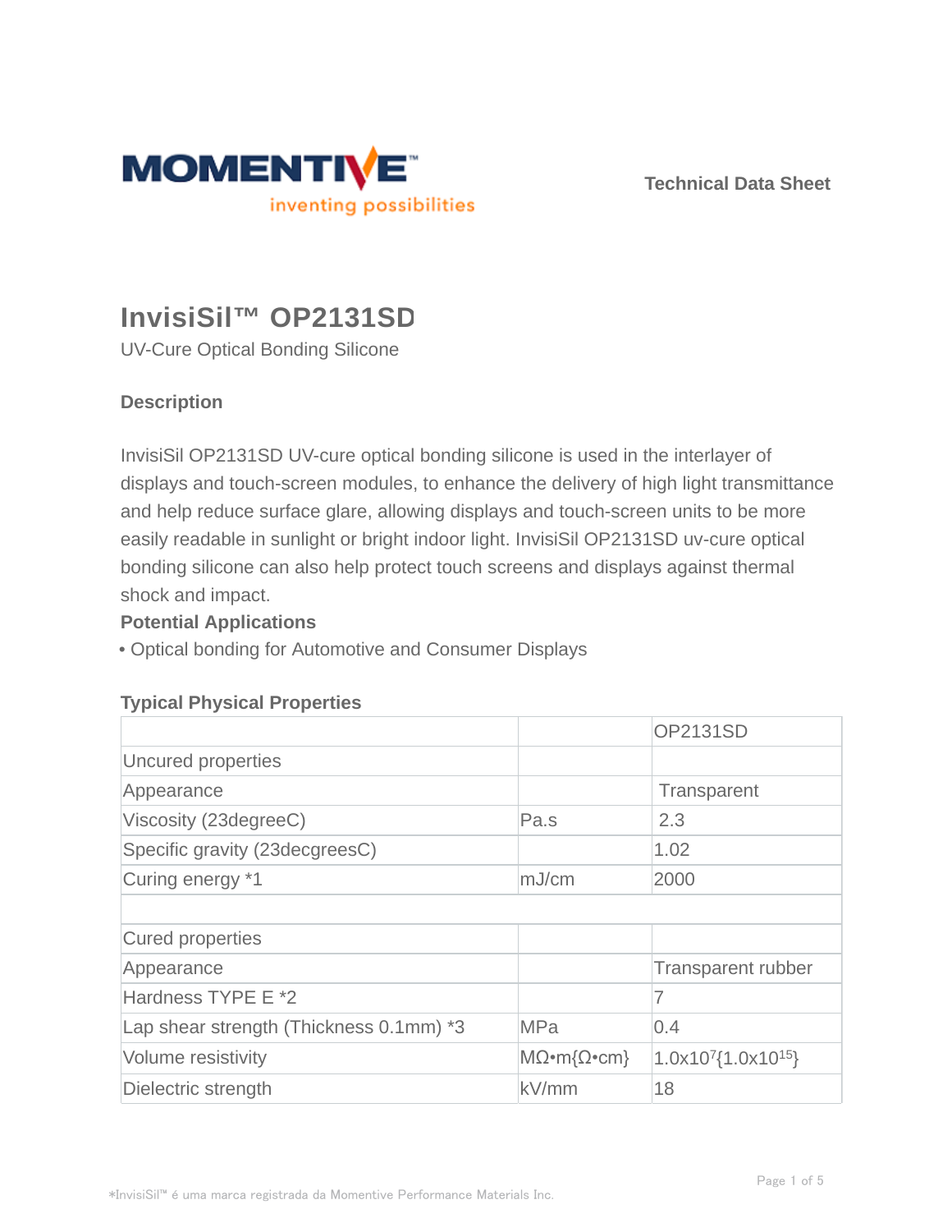MOMENTIVE™
inventing possibilities

Technical Data Sheet

# InvisiSil™ OP2131SD

UV-Cure Optical Bonding Silicone

## Description

InvisiSil OP2131SD UV-cure optical bonding silicone is used in the interlayer of displays and touch-screen modules, to enhance the delivery of high light transmittance and help reduce surface glare, allowing displays and touch-screen units to be more easily readable in sunlight or bright indoor light. InvisiSil OP2131SD uv-cure optical bonding silicone can also help protect touch screens and displays against thermal shock and impact.

## Potential Applications

• Optical bonding for Automotive and Consumer Displays

## Typical Physical Properties

| | | OP2131SD |
|---|---|---|
| Uncured properties | | |
| Appearance | | Transparent |
| Viscosity (23degreeC) | Pa.s | 2.3 |
| Specific gravity (23decgreesC) | | 1.02 |
| Curing energy *1 | mJ/cm | 2000 |
| | | |
| Cured properties | | |
| Appearance | | Transparent rubber |
| Hardness TYPE E *2 | | 7 |
| Lap shear strength (Thickness 0.1mm) *3 | MPa | 0.4 |
| Volume resistivity | MΩ•m{Ω•cm} | $1.0x10^{7}\{1.0x10^{15}\}$ |
| Dielectric strength | kV/mm | 18 |

*InvisiSil™ é uma marca registrada da Momentive Performance Materials Inc.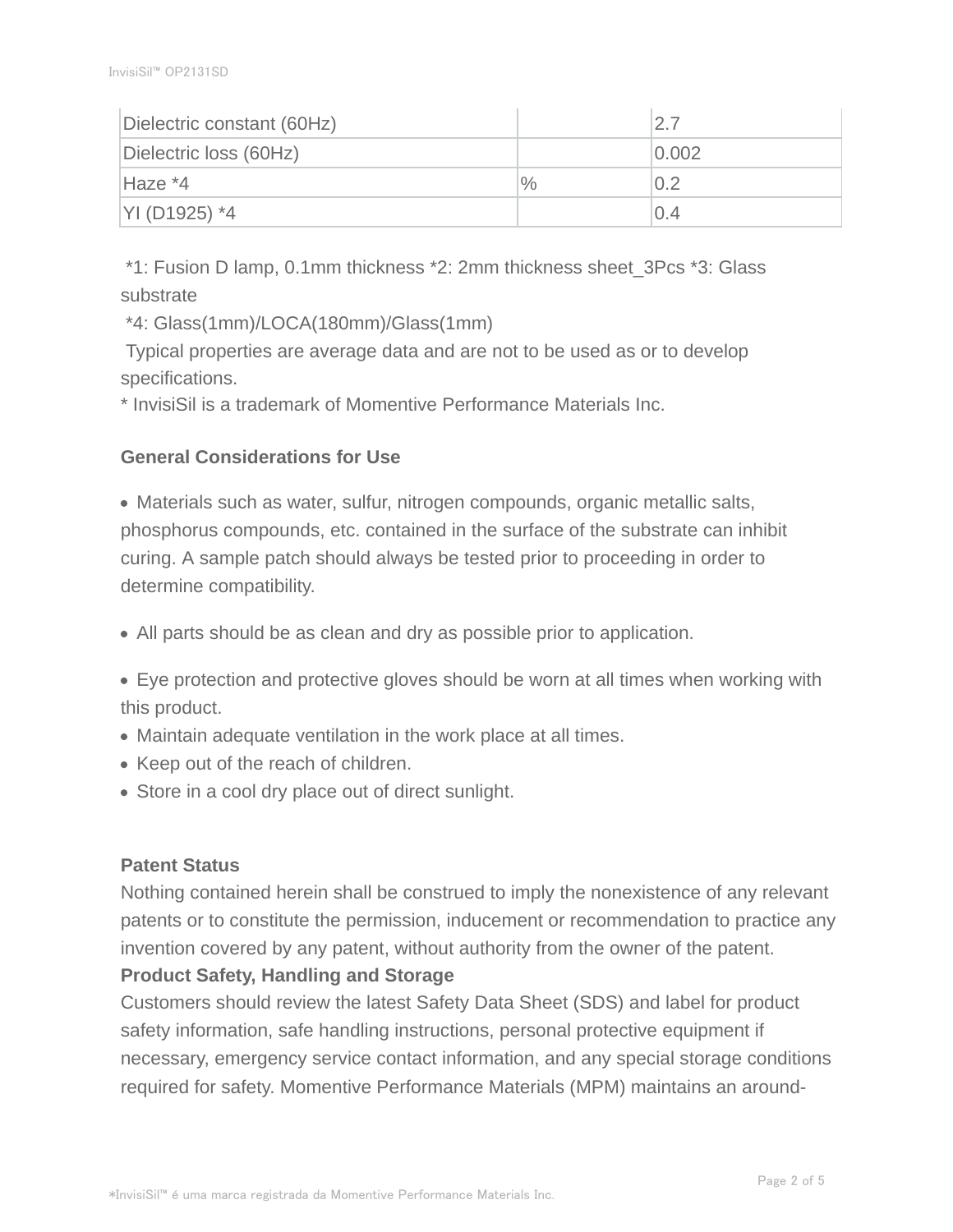| Dielectric constant (60Hz) | | 2.7 |
|---|---|---|
| Dielectric loss (60Hz) | | 0.002 |
| Haze *4 | % | 0.2 |
| YI (D1925) *4 | | 0.4 |

*1: Fusion D lamp, 0.1mm thickness *2: 2mm thickness sheet_3Pcs *3: Glass substrate
*4: Glass(1mm)/LOCA(180mm)/Glass(1mm)
Typical properties are average data and are not to be used as or to develop specifications.
* InvisiSil is a trademark of Momentive Performance Materials Inc.

**General Considerations for Use**

- Materials such as water, sulfur, nitrogen compounds, organic metallic salts, phosphorus compounds, etc. contained in the surface of the substrate can inhibit curing. A sample patch should always be tested prior to proceeding in order to determine compatibility.
- All parts should be as clean and dry as possible prior to application.
- Eye protection and protective gloves should be worn at all times when working with this product.
- Maintain adequate ventilation in the work place at all times.
- Keep out of the reach of children.
- Store in a cool dry place out of direct sunlight.

**Patent Status**
Nothing contained herein shall be construed to imply the nonexistence of any relevant patents or to constitute the permission, inducement or recommendation to practice any invention covered by any patent, without authority from the owner of the patent.
**Product Safety, Handling and Storage**
Customers should review the latest Safety Data Sheet (SDS) and label for product safety information, safe handling instructions, personal protective equipment if necessary, emergency service contact information, and any special storage conditions required for safety. Momentive Performance Materials (MPM) maintains an around-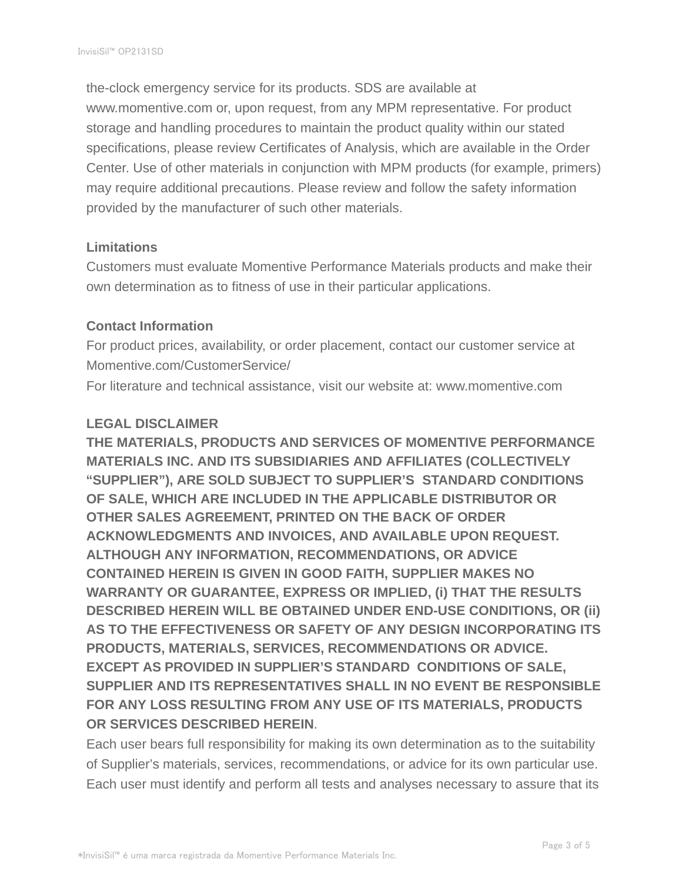the-clock emergency service for its products. SDS are available at www.momentive.com or, upon request, from any MPM representative. For product storage and handling procedures to maintain the product quality within our stated specifications, please review Certificates of Analysis, which are available in the Order Center. Use of other materials in conjunction with MPM products (for example, primers) may require additional precautions. Please review and follow the safety information provided by the manufacturer of such other materials.

**Limitations**

Customers must evaluate Momentive Performance Materials products and make their own determination as to fitness of use in their particular applications.

**Contact Information**

For product prices, availability, or order placement, contact our customer service at Momentive.com/CustomerService/

For literature and technical assistance, visit our website at: www.momentive.com

**LEGAL DISCLAIMER**

**THE MATERIALS, PRODUCTS AND SERVICES OF MOMENTIVE PERFORMANCE MATERIALS INC. AND ITS SUBSIDIARIES AND AFFILIATES (COLLECTIVELY "SUPPLIER"), ARE SOLD SUBJECT TO SUPPLIER'S STANDARD CONDITIONS OF SALE, WHICH ARE INCLUDED IN THE APPLICABLE DISTRIBUTOR OR OTHER SALES AGREEMENT, PRINTED ON THE BACK OF ORDER ACKNOWLEDGMENTS AND INVOICES, AND AVAILABLE UPON REQUEST. ALTHOUGH ANY INFORMATION, RECOMMENDATIONS, OR ADVICE CONTAINED HEREIN IS GIVEN IN GOOD FAITH, SUPPLIER MAKES NO WARRANTY OR GUARANTEE, EXPRESS OR IMPLIED, (i) THAT THE RESULTS DESCRIBED HEREIN WILL BE OBTAINED UNDER END-USE CONDITIONS, OR (ii) AS TO THE EFFECTIVENESS OR SAFETY OF ANY DESIGN INCORPORATING ITS PRODUCTS, MATERIALS, SERVICES, RECOMMENDATIONS OR ADVICE. EXCEPT AS PROVIDED IN SUPPLIER'S STANDARD CONDITIONS OF SALE, SUPPLIER AND ITS REPRESENTATIVES SHALL IN NO EVENT BE RESPONSIBLE FOR ANY LOSS RESULTING FROM ANY USE OF ITS MATERIALS, PRODUCTS OR SERVICES DESCRIBED HEREIN**.

Each user bears full responsibility for making its own determination as to the suitability of Supplier's materials, services, recommendations, or advice for its own particular use. Each user must identify and perform all tests and analyses necessary to assure that its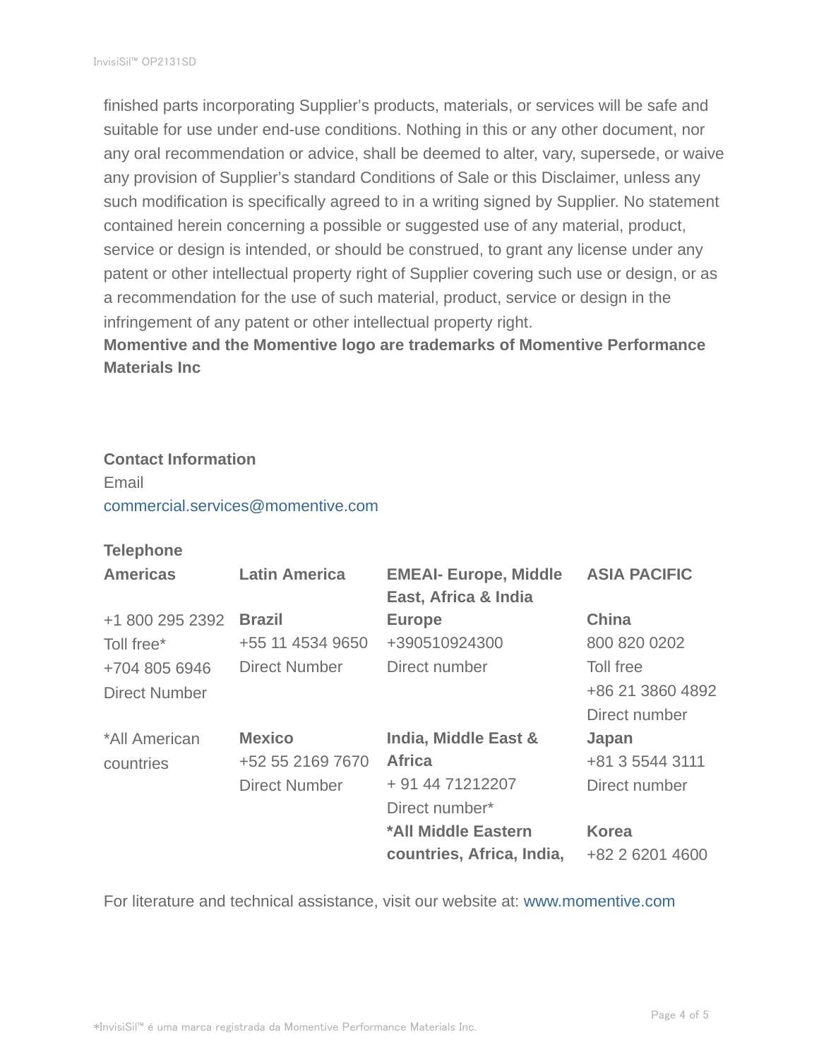finished parts incorporating Supplier's products, materials, or services will be safe and suitable for use under end-use conditions. Nothing in this or any other document, nor any oral recommendation or advice, shall be deemed to alter, vary, supersede, or waive any provision of Supplier's standard Conditions of Sale or this Disclaimer, unless any such modification is specifically agreed to in a writing signed by Supplier. No statement contained herein concerning a possible or suggested use of any material, product, service or design is intended, or should be construed, to grant any license under any patent or other intellectual property right of Supplier covering such use or design, or as a recommendation for the use of such material, product, service or design in the infringement of any patent or other intellectual property right.

**Momentive and the Momentive logo are trademarks of Momentive Performance Materials Inc**

**Contact Information**

Email

commercial.services@momentive.com

**Telephone**

| **Americas** | **Latin America** | **EMEAI- Europe, Middle East, Africa & India** | **ASIA PACIFIC** |
|---|---|---|---|
| +1 800 295 2392<br>Toll free*<br>+704 805 6946<br>Direct Number | **Brazil**<br>+55 11 4534 9650<br>Direct Number | **Europe**<br>+390510924300<br>Direct number | **China**<br>800 820 0202<br>Toll free<br>+86 21 3860 4892<br>Direct number |
| *All American countries | **Mexico**<br>+52 55 2169 7670<br>Direct Number | **India, Middle East & Africa**<br>+ 91 44 71212207<br>Direct number* | **Japan**<br>+81 3 5544 3111<br>Direct number |
| | | ***All Middle Eastern countries, Africa, India,** | **Korea**<br>+82 2 6201 4600 |

For literature and technical assistance, visit our website at: www.momentive.com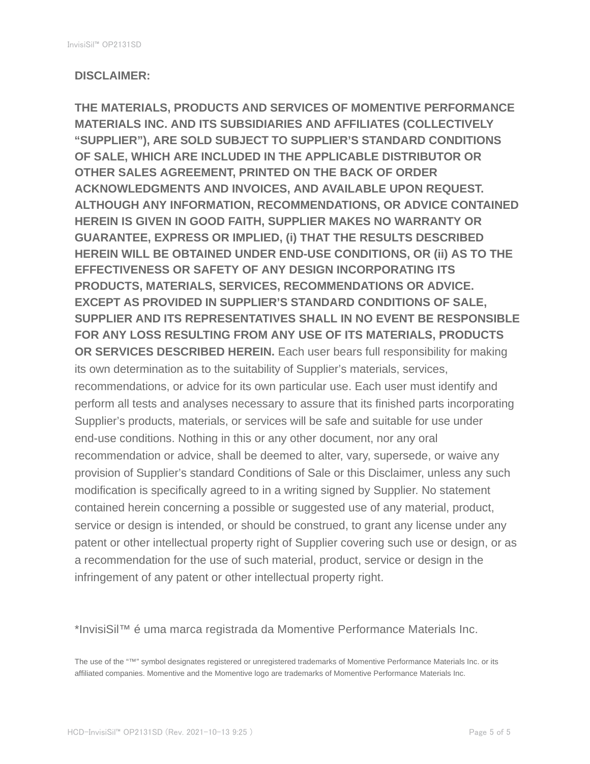**DISCLAIMER:**

**THE MATERIALS, PRODUCTS AND SERVICES OF MOMENTIVE PERFORMANCE MATERIALS INC. AND ITS SUBSIDIARIES AND AFFILIATES (COLLECTIVELY "SUPPLIER"), ARE SOLD SUBJECT TO SUPPLIER'S STANDARD CONDITIONS OF SALE, WHICH ARE INCLUDED IN THE APPLICABLE DISTRIBUTOR OR OTHER SALES AGREEMENT, PRINTED ON THE BACK OF ORDER ACKNOWLEDGMENTS AND INVOICES, AND AVAILABLE UPON REQUEST. ALTHOUGH ANY INFORMATION, RECOMMENDATIONS, OR ADVICE CONTAINED HEREIN IS GIVEN IN GOOD FAITH, SUPPLIER MAKES NO WARRANTY OR GUARANTEE, EXPRESS OR IMPLIED, (i) THAT THE RESULTS DESCRIBED HEREIN WILL BE OBTAINED UNDER END-USE CONDITIONS, OR (ii) AS TO THE EFFECTIVENESS OR SAFETY OF ANY DESIGN INCORPORATING ITS PRODUCTS, MATERIALS, SERVICES, RECOMMENDATIONS OR ADVICE. EXCEPT AS PROVIDED IN SUPPLIER'S STANDARD CONDITIONS OF SALE, SUPPLIER AND ITS REPRESENTATIVES SHALL IN NO EVENT BE RESPONSIBLE FOR ANY LOSS RESULTING FROM ANY USE OF ITS MATERIALS, PRODUCTS OR SERVICES DESCRIBED HEREIN.** Each user bears full responsibility for making its own determination as to the suitability of Supplier's materials, services, recommendations, or advice for its own particular use. Each user must identify and perform all tests and analyses necessary to assure that its finished parts incorporating Supplier's products, materials, or services will be safe and suitable for use under end-use conditions. Nothing in this or any other document, nor any oral recommendation or advice, shall be deemed to alter, vary, supersede, or waive any provision of Supplier's standard Conditions of Sale or this Disclaimer, unless any such modification is specifically agreed to in a writing signed by Supplier. No statement contained herein concerning a possible or suggested use of any material, product, service or design is intended, or should be construed, to grant any license under any patent or other intellectual property right of Supplier covering such use or design, or as a recommendation for the use of such material, product, service or design in the infringement of any patent or other intellectual property right.

*InvisiSil™ é uma marca registrada da Momentive Performance Materials Inc.

The use of the "™" symbol designates registered or unregistered trademarks of Momentive Performance Materials Inc. or its affiliated companies. Momentive and the Momentive logo are trademarks of Momentive Performance Materials Inc.